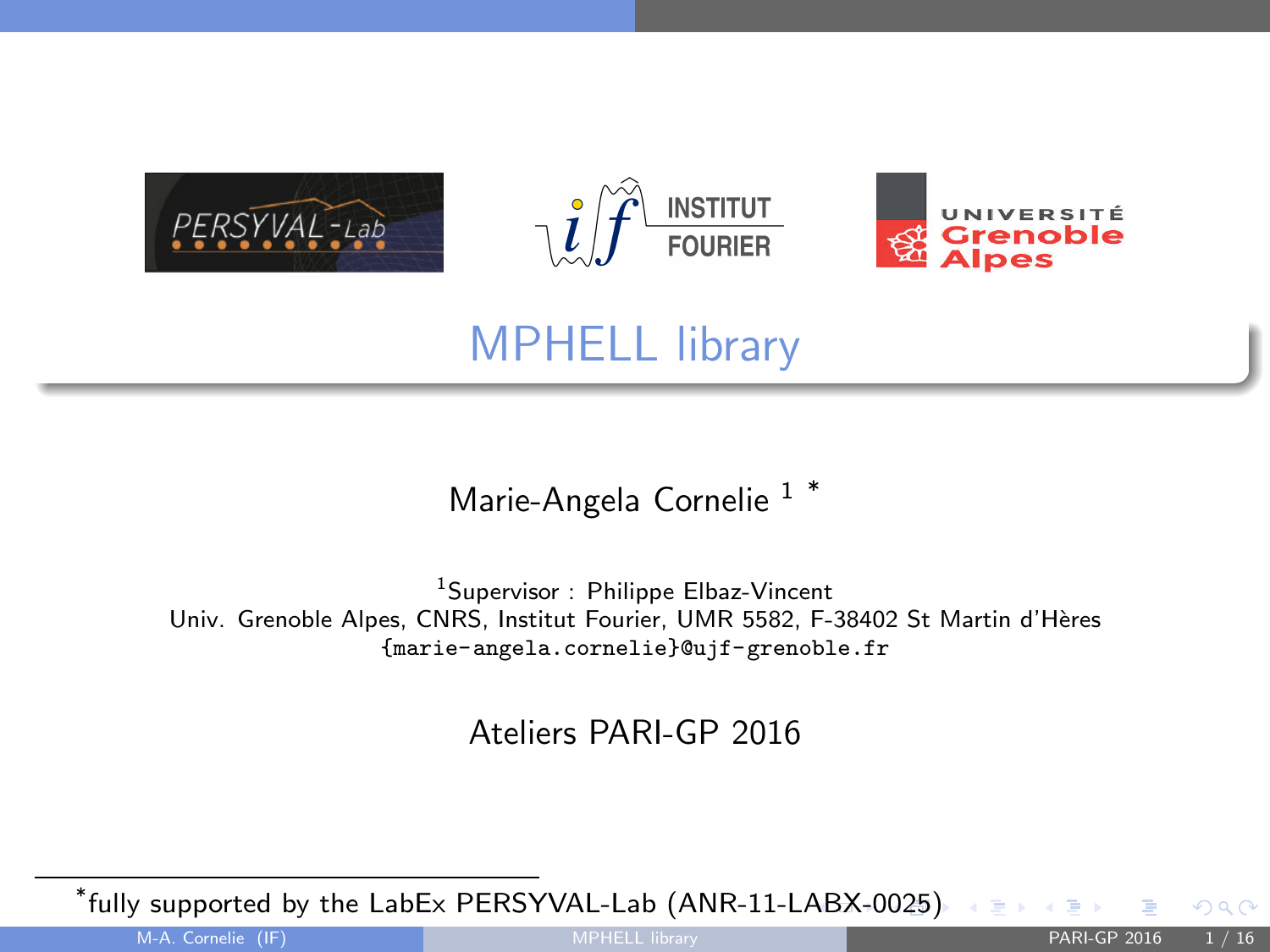# MPHELL library

Marie-Angela Cornelie [1] *

[1]Supervisor : Philippe Elbaz-Vincent
Univ. Grenoble Alpes, CNRS, Institut Fourier, UMR 5582, F-38402 St Martin d'Hères
{marie-angela.cornelie}@ujf-grenoble.fr

Ateliers PARI-GP 2016

*fully supported by the LabEx PERSYVAL-Lab (ANR-11-LABX-0025)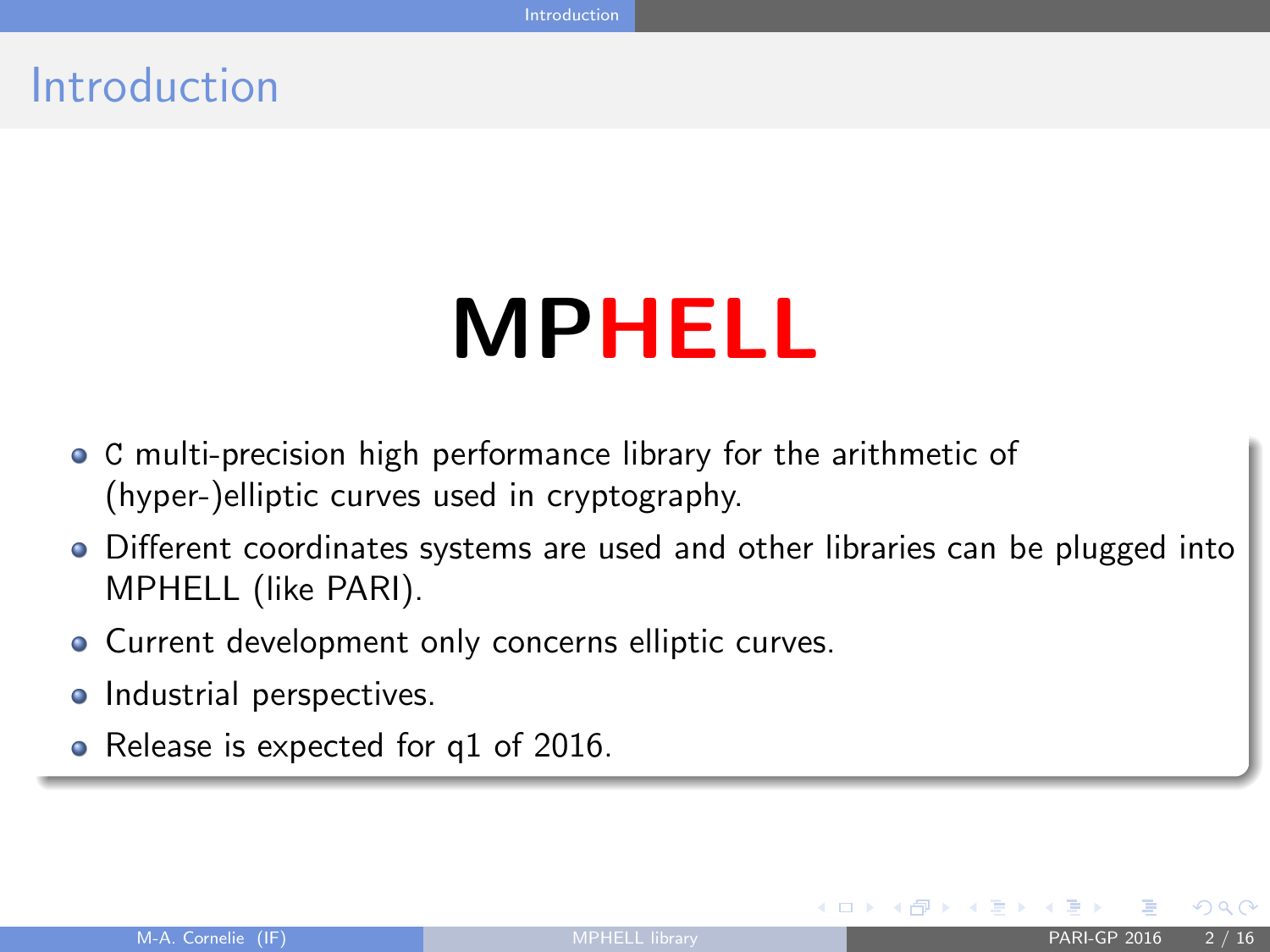# Introduction

## **MPHELL**

- C multi-precision high performance library for the arithmetic of (hyper-)elliptic curves used in cryptography.
- Different coordinates systems are used and other libraries can be plugged into MPHELL (like PARI).
- Current development only concerns elliptic curves.
- Industrial perspectives.
- Release is expected for q1 of 2016.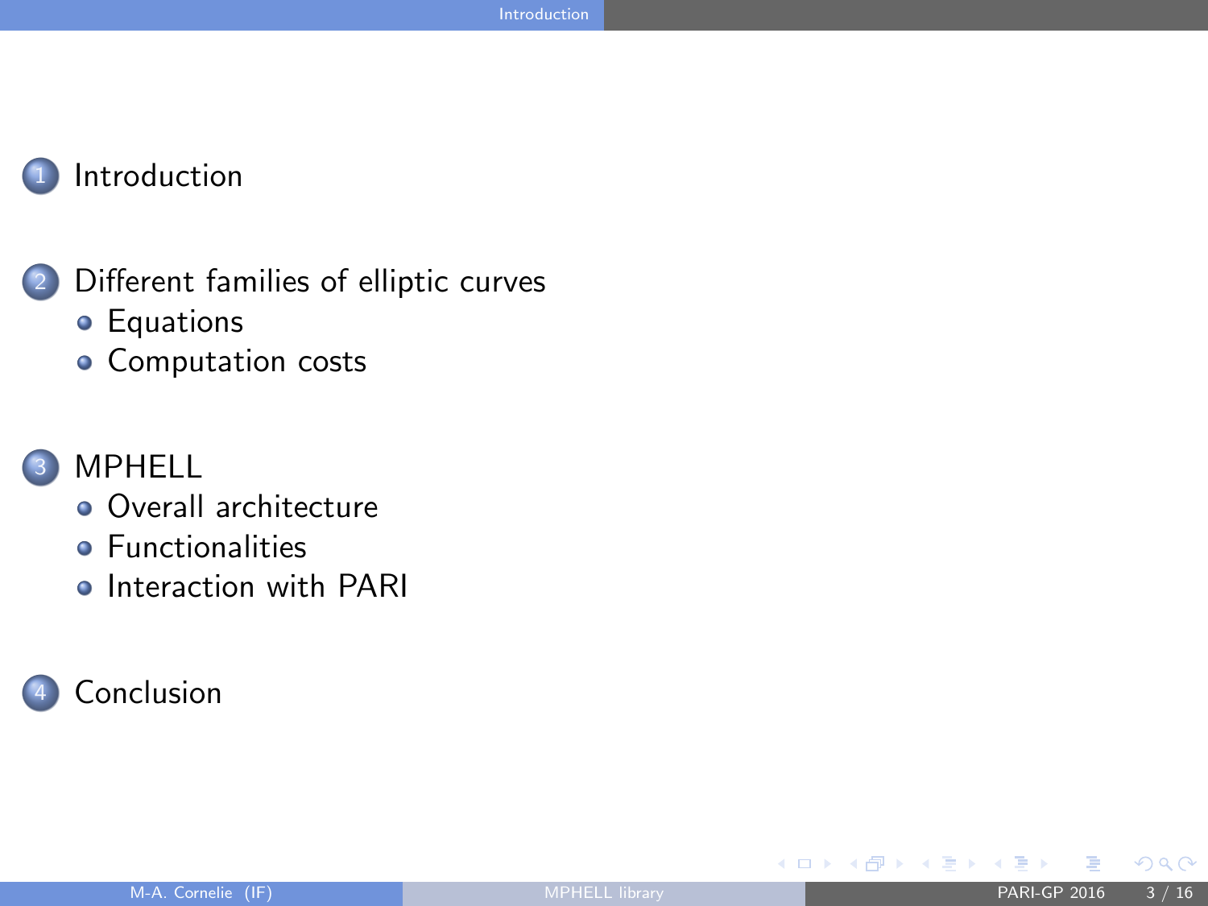1. Introduction
2. Different families of elliptic curves
   - Equations
   - Computation costs
3. MPHELL
   - Overall architecture
   - Functionalities
   - Interaction with PARI
4. Conclusion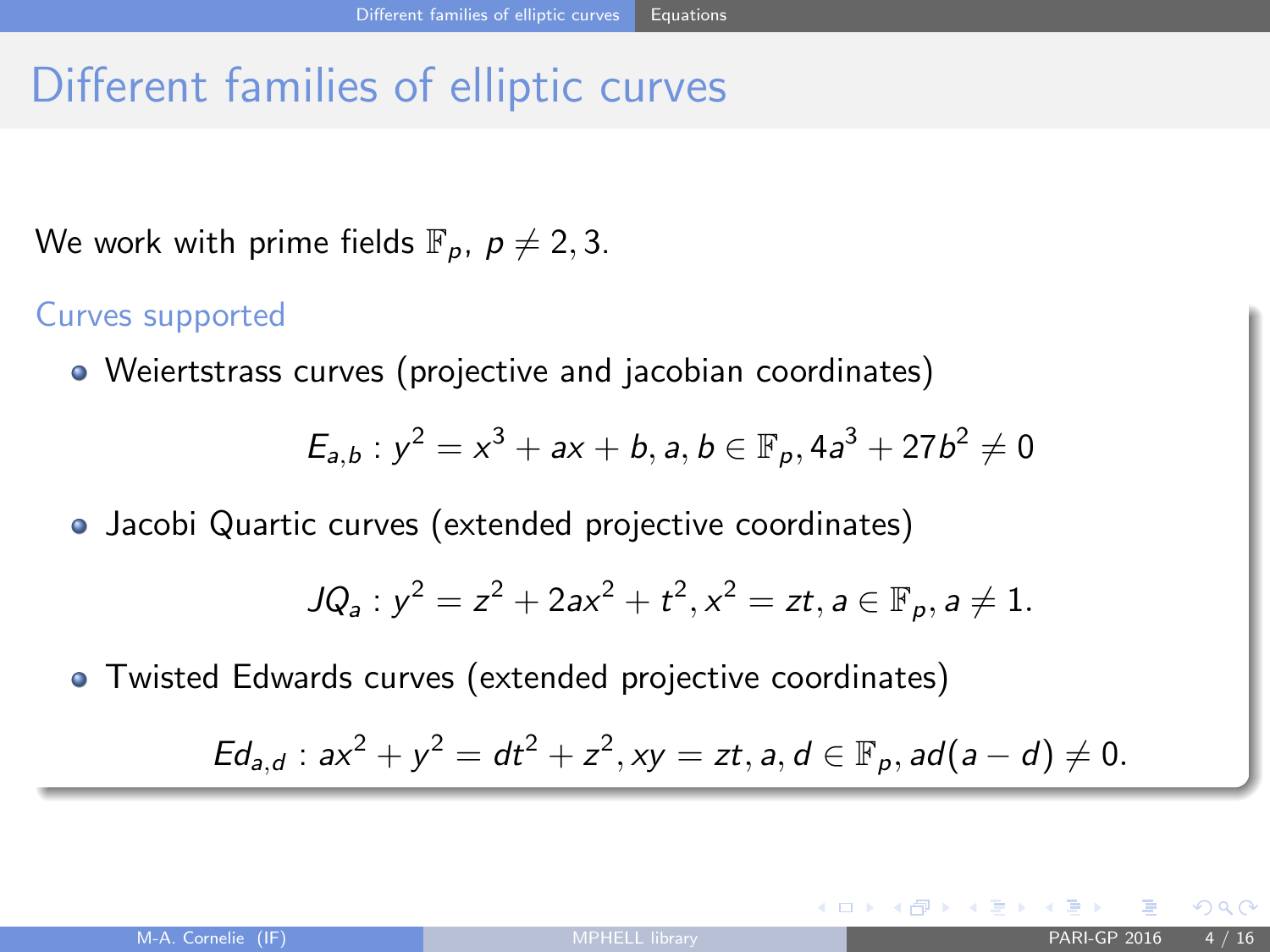# Different families of elliptic curves

We work with prime fields $\mathbb{F}_p$, $p \neq 2, 3$.

### Curves supported

- Weiertstrass curves (projective and jacobian coordinates)

$$E_{a,b} : y^2 = x^3 + ax + b, a, b \in \mathbb{F}_p, 4a^3 + 27b^2 \neq 0$$

- Jacobi Quartic curves (extended projective coordinates)

$$JQ_a : y^2 = z^2 + 2ax^2 + t^2, x^2 = zt, a \in \mathbb{F}_p, a \neq 1.$$

- Twisted Edwards curves (extended projective coordinates)

$$Ed_{a,d} : ax^2 + y^2 = dt^2 + z^2, xy = zt, a, d \in \mathbb{F}_p, ad(a-d) \neq 0.$$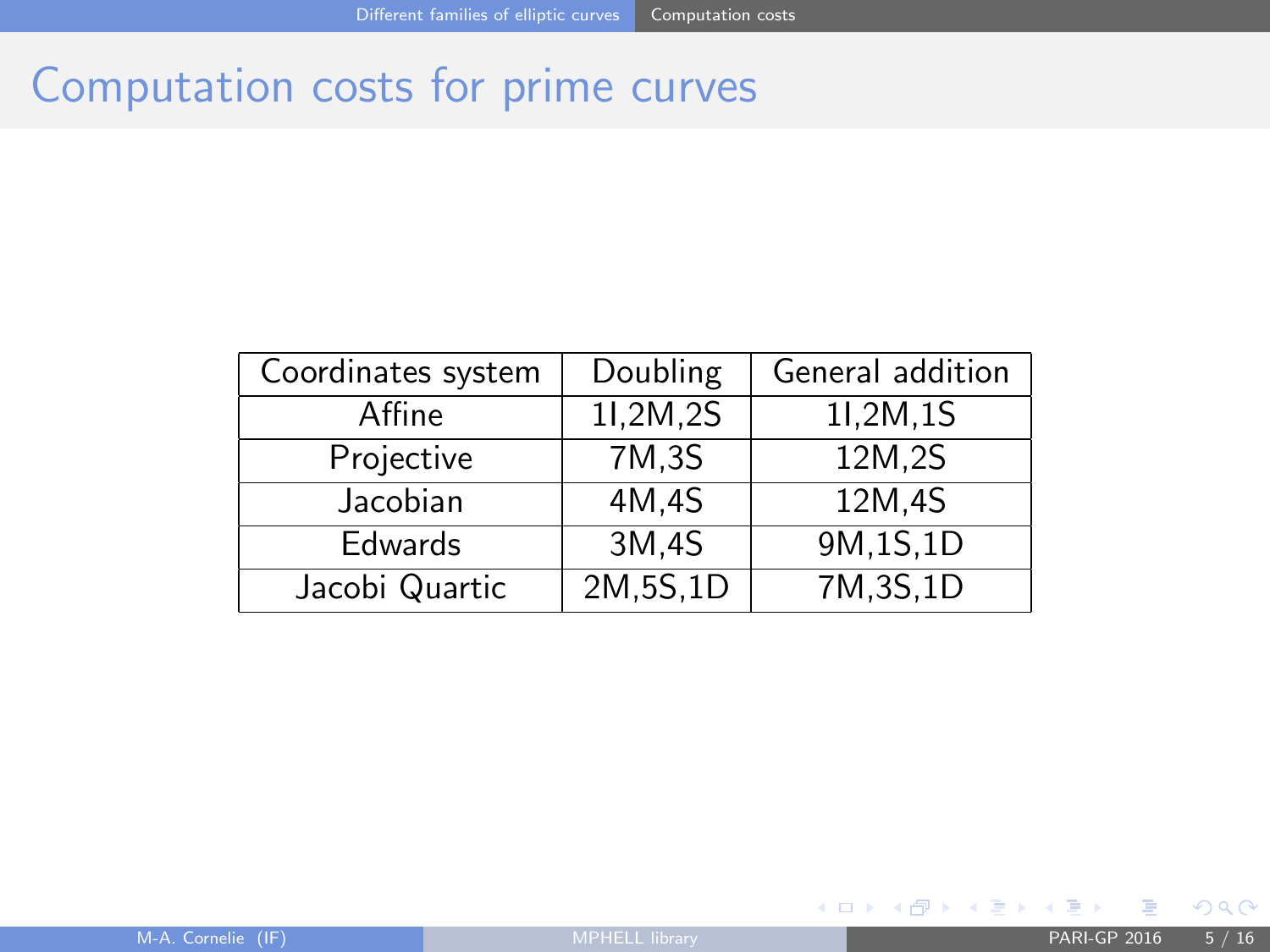# Computation costs for prime curves

| Coordinates system | Doubling | General addition |
|---|---|---|
| Affine | 1I,2M,2S | 1I,2M,1S |
| Projective | 7M,3S | 12M,2S |
| Jacobian | 4M,4S | 12M,4S |
| Edwards | 3M,4S | 9M,1S,1D |
| Jacobi Quartic | 2M,5S,1D | 7M,3S,1D |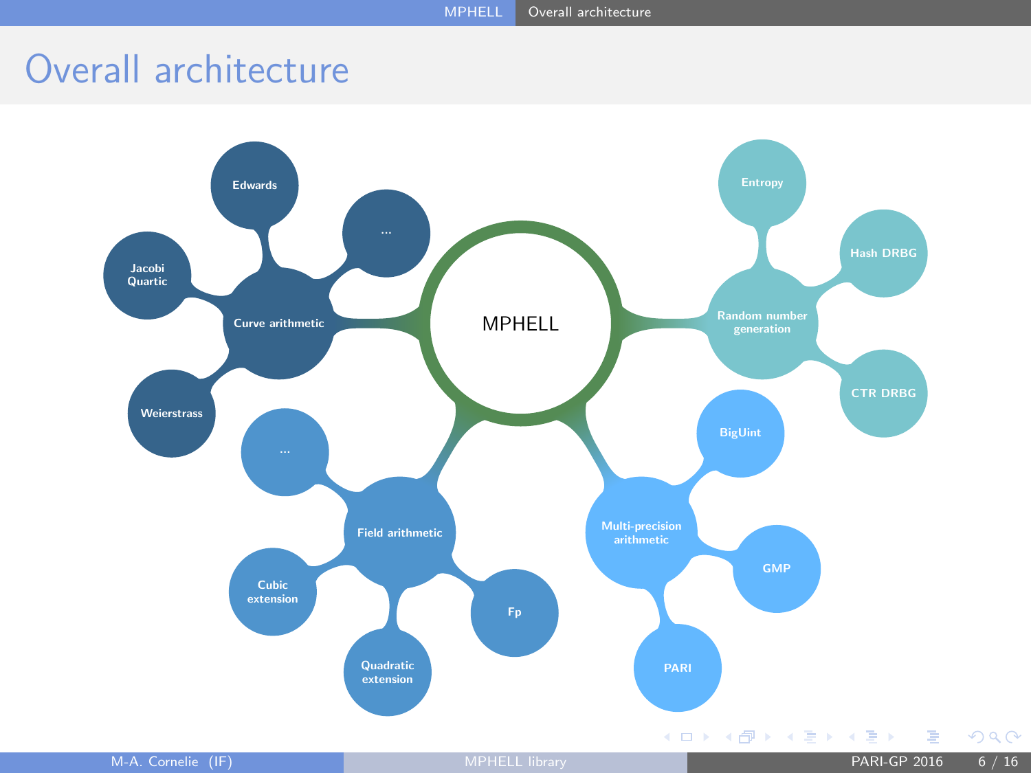# Overall architecture

- **MPHELL**
  - **Curve arithmetic**
    - Edwards
    - Jacobi Quartic
    - Weierstrass
    - ...
  - **Field arithmetic**
    - Fp
    - Quadratic extension
    - Cubic extension
    - ...
  - **Multi-precision arithmetic**
    - BigUint
    - GMP
    - PARI
  - **Random number generation**
    - Entropy
    - Hash DRBG
    - CTR DRBG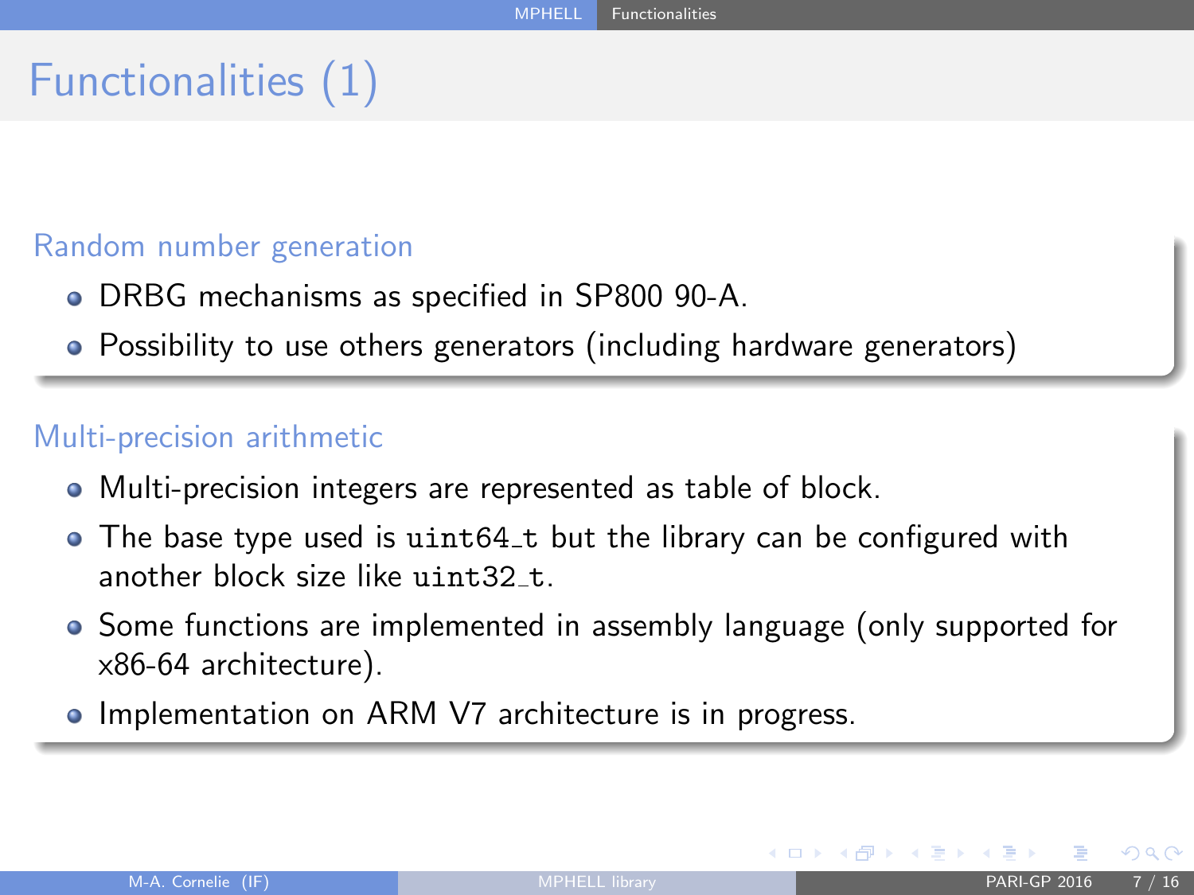# Functionalities (1)

### Random number generation

- DRBG mechanisms as specified in SP800 90-A.
- Possibility to use others generators (including hardware generators)

### Multi-precision arithmetic

- Multi-precision integers are represented as table of block.
- The base type used is `uint64_t` but the library can be configured with another block size like `uint32_t`.
- Some functions are implemented in assembly language (only supported for x86-64 architecture).
- Implementation on ARM V7 architecture is in progress.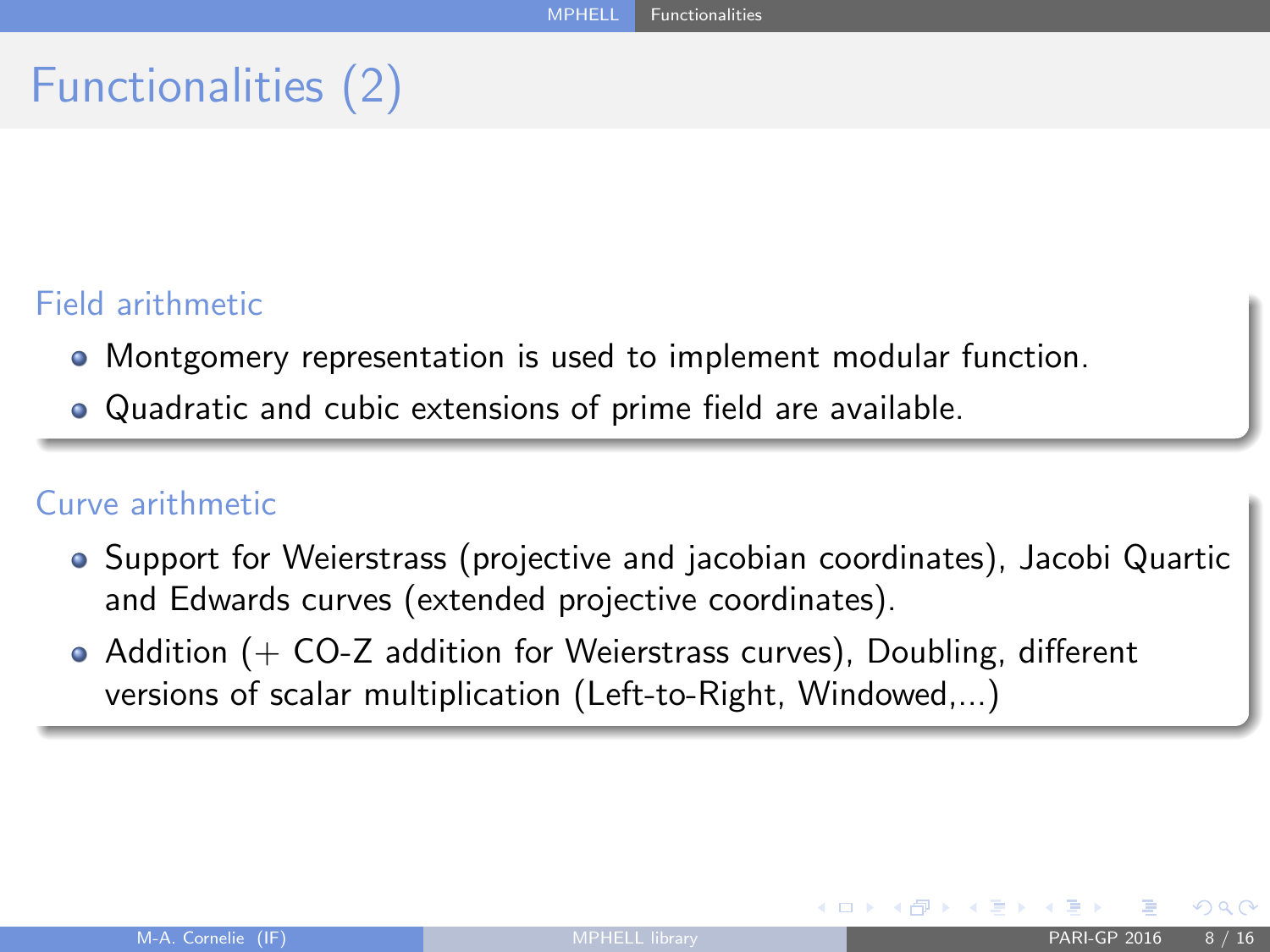# Functionalities (2)

## Field arithmetic

- Montgomery representation is used to implement modular function.
- Quadratic and cubic extensions of prime field are available.

## Curve arithmetic

- Support for Weierstrass (projective and jacobian coordinates), Jacobi Quartic and Edwards curves (extended projective coordinates).
- Addition (+ CO-Z addition for Weierstrass curves), Doubling, different versions of scalar multiplication (Left-to-Right, Windowed,...)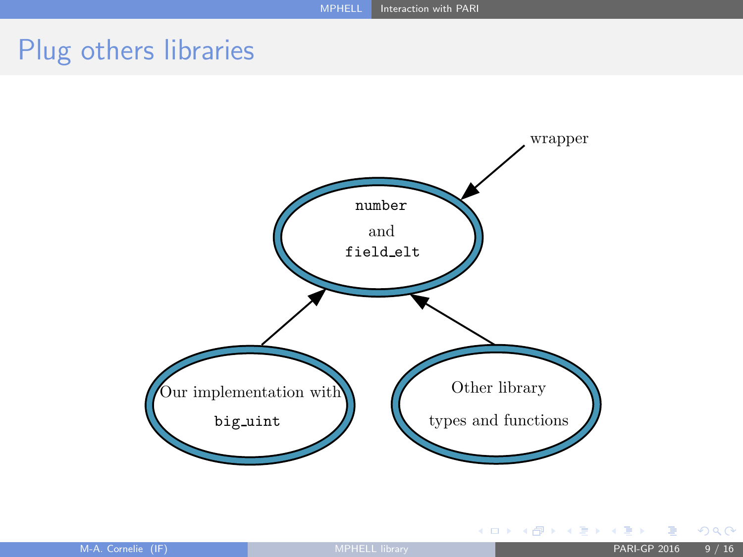# Plug others libraries

wrapper

`number`

and

`field_elt`

Our implementation with

`big_uint`

Other library

types and functions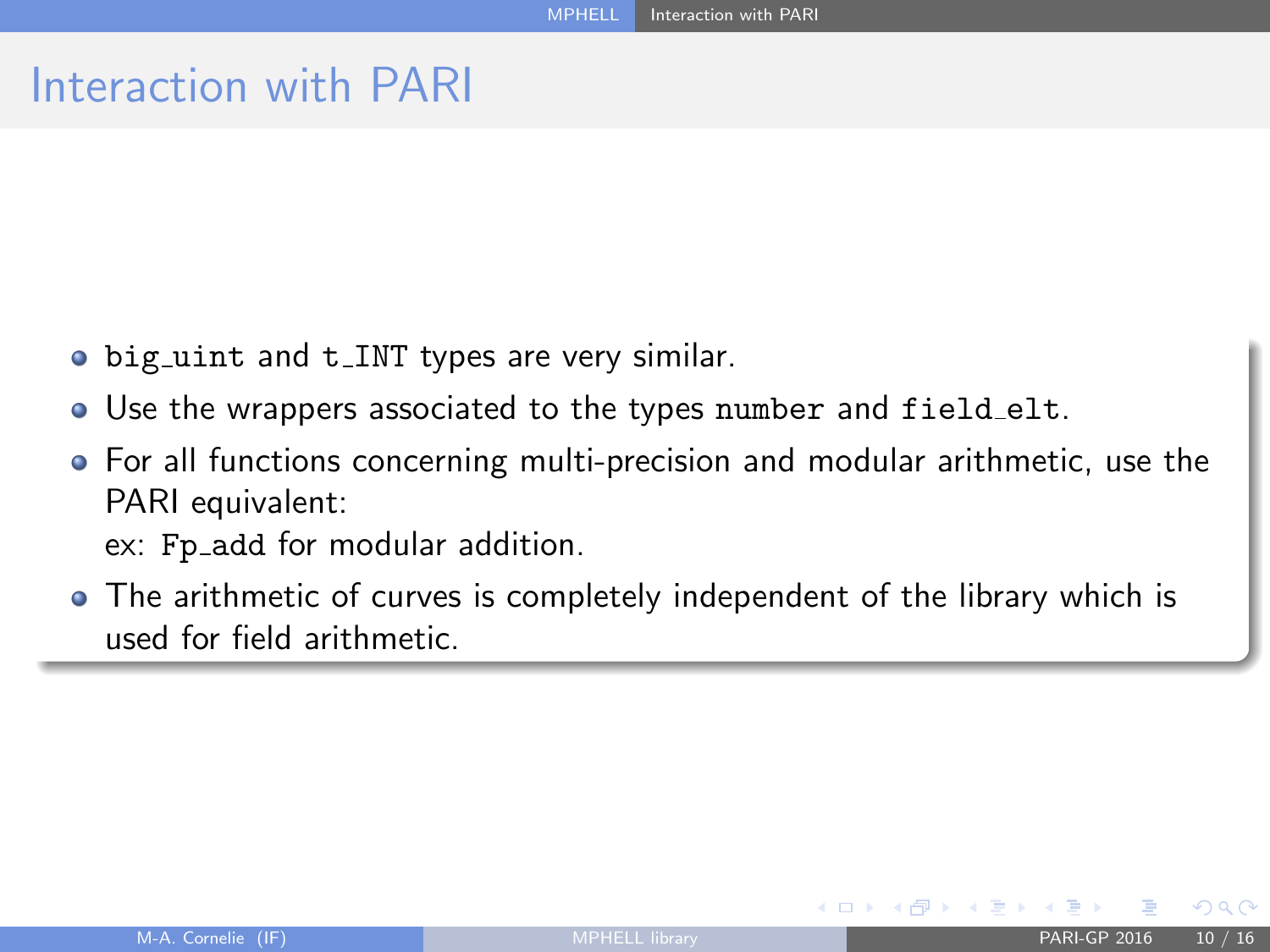# Interaction with PARI

- `big_uint` and `t_INT` types are very similar.
- Use the wrappers associated to the types `number` and `field_elt`.
- For all functions concerning multi-precision and modular arithmetic, use the PARI equivalent:
  ex: `Fp_add` for modular addition.
- The arithmetic of curves is completely independent of the library which is used for field arithmetic.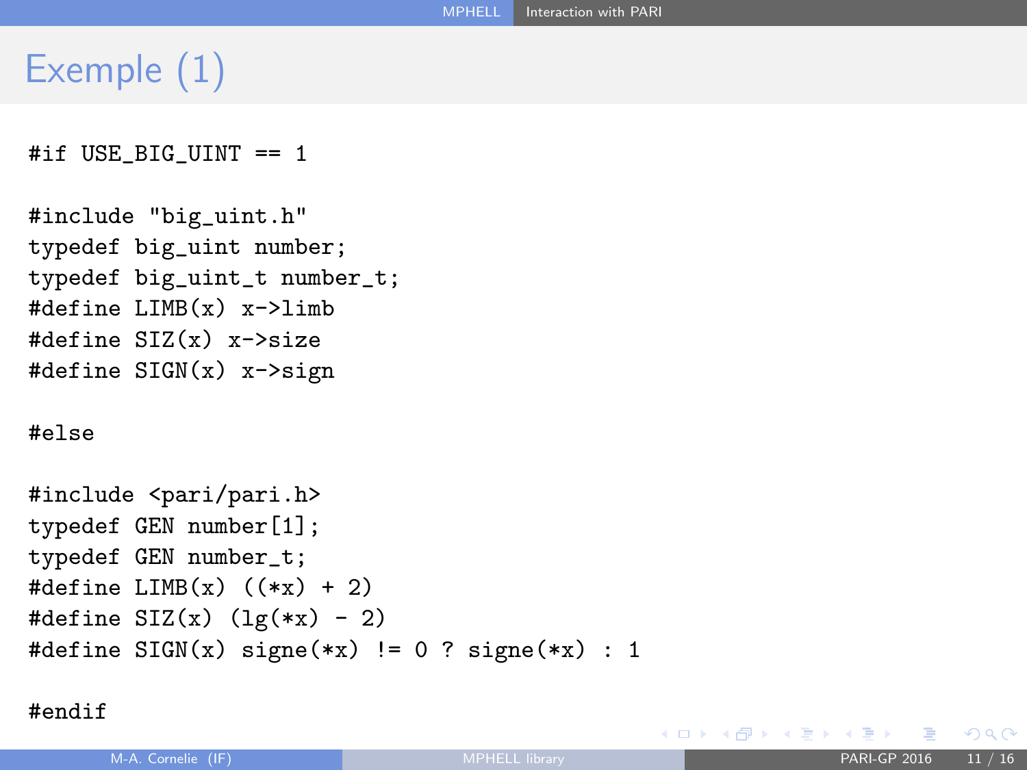# Exemple (1)

```
#if USE_BIG_UINT == 1

#include "big_uint.h"
typedef big_uint number;
typedef big_uint_t number_t;
#define LIMB(x) x->limb
#define SIZ(x) x->size
#define SIGN(x) x->sign

#else

#include <pari/pari.h>
typedef GEN number[1];
typedef GEN number_t;
#define LIMB(x) ((*x) + 2)
#define SIZ(x) (lg(*x) - 2)
#define SIGN(x) signe(*x) != 0 ? signe(*x) : 1

#endif
```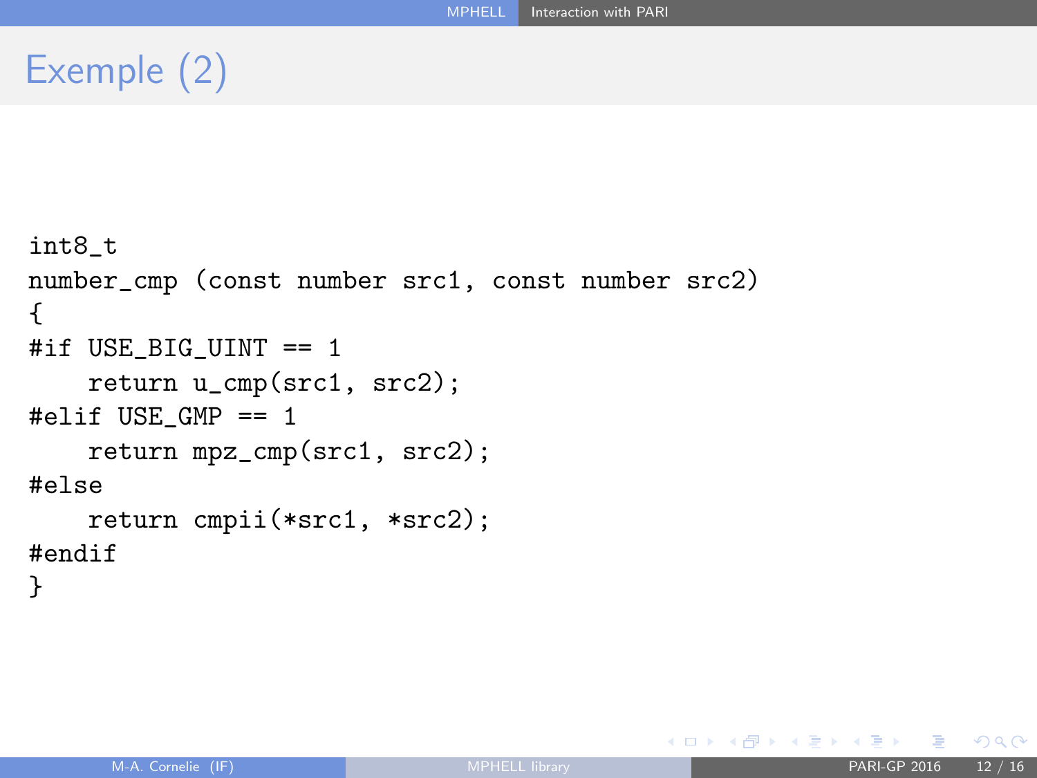# Exemple (2)

```
int8_t
number_cmp (const number src1, const number src2)
{
#if USE_BIG_UINT == 1
    return u_cmp(src1, src2);
#elif USE_GMP == 1
    return mpz_cmp(src1, src2);
#else
    return cmpii(*src1, *src2);
#endif
}
```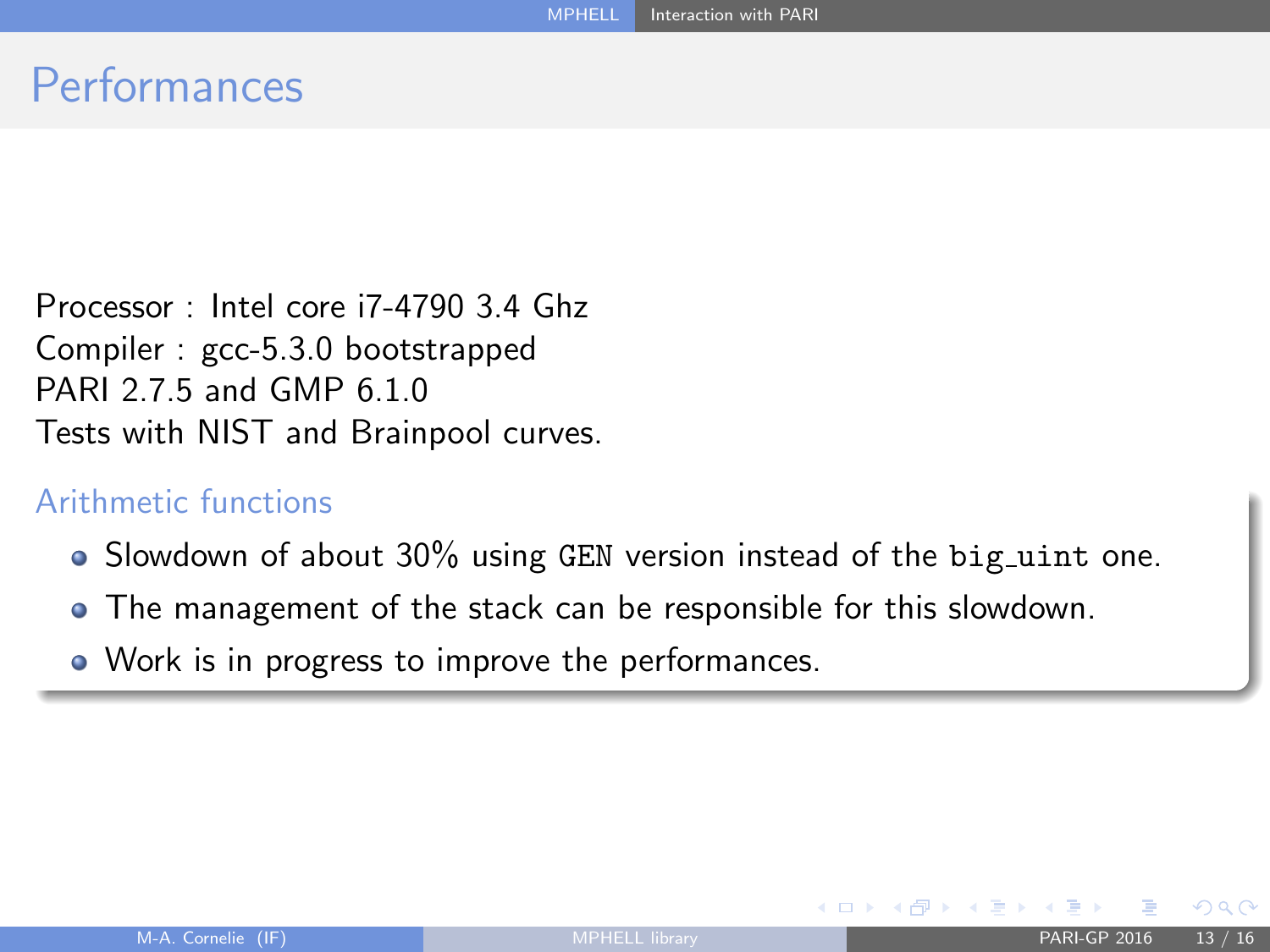# Performances

Processor : Intel core i7-4790 3.4 Ghz
Compiler : gcc-5.3.0 bootstrapped
PARI 2.7.5 and GMP 6.1.0
Tests with NIST and Brainpool curves.

## Arithmetic functions

- Slowdown of about 30% using `GEN` version instead of the `big_uint` one.
- The management of the stack can be responsible for this slowdown.
- Work is in progress to improve the performances.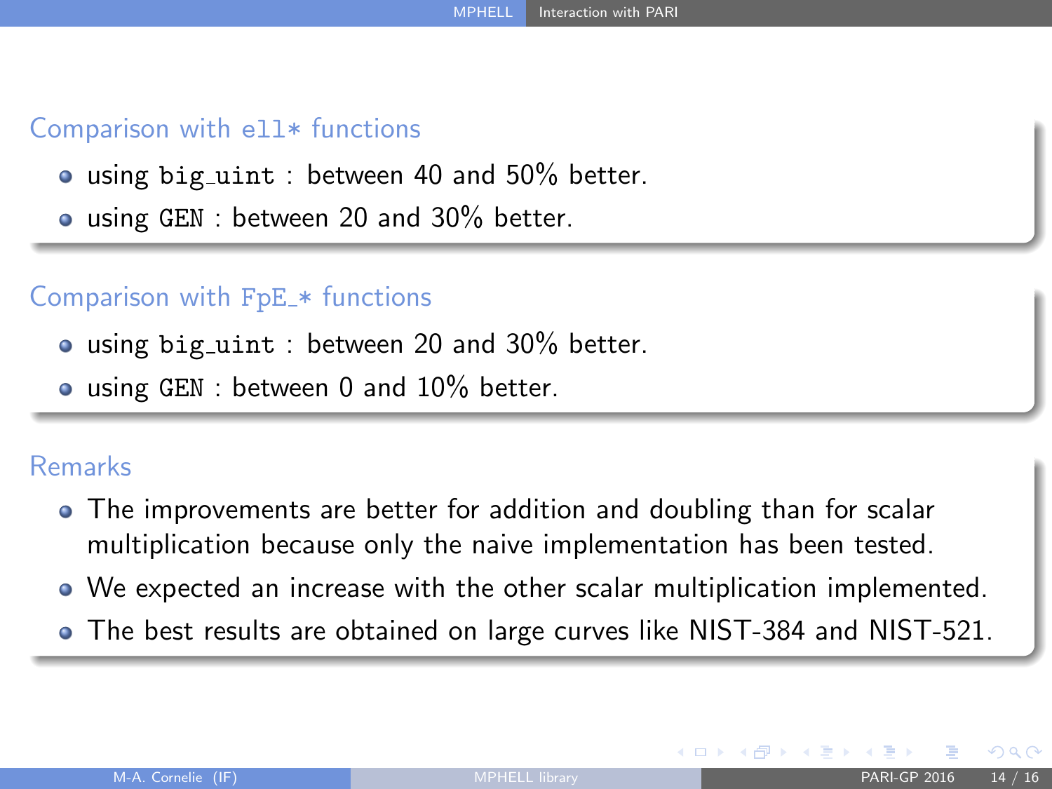## Comparison with `ell*` functions

- using `big_uint` : between 40 and 50% better.
- using `GEN` : between 20 and 30% better.

## Comparison with `FpE_*` functions

- using `big_uint` : between 20 and 30% better.
- using `GEN` : between 0 and 10% better.

## Remarks

- The improvements are better for addition and doubling than for scalar multiplication because only the naive implementation has been tested.
- We expected an increase with the other scalar multiplication implemented.
- The best results are obtained on large curves like NIST-384 and NIST-521.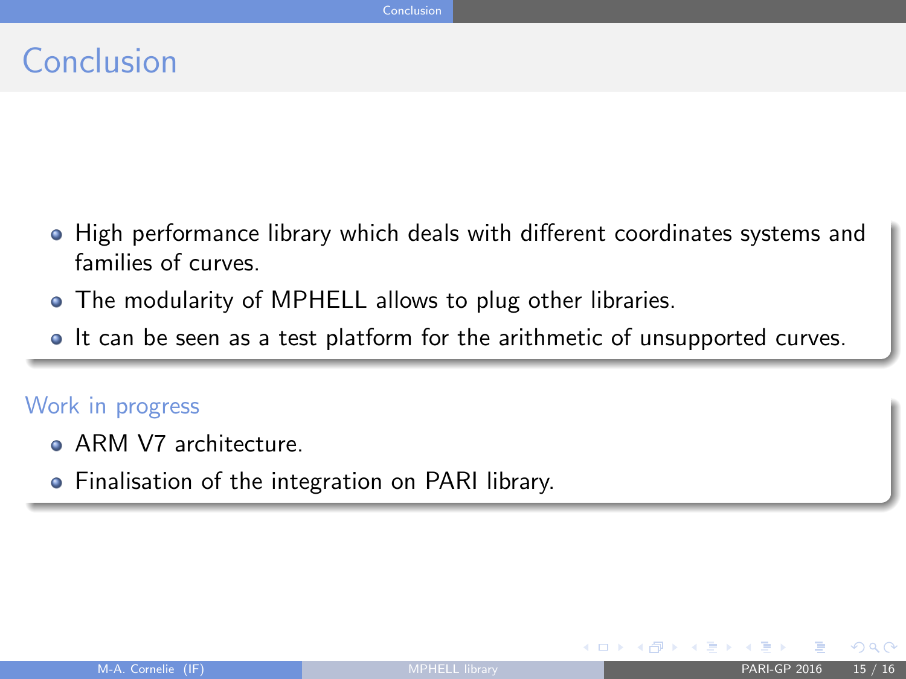# Conclusion

- High performance library which deals with different coordinates systems and families of curves.
- The modularity of MPHELL allows to plug other libraries.
- It can be seen as a test platform for the arithmetic of unsupported curves.

## Work in progress

- ARM V7 architecture.
- Finalisation of the integration on PARI library.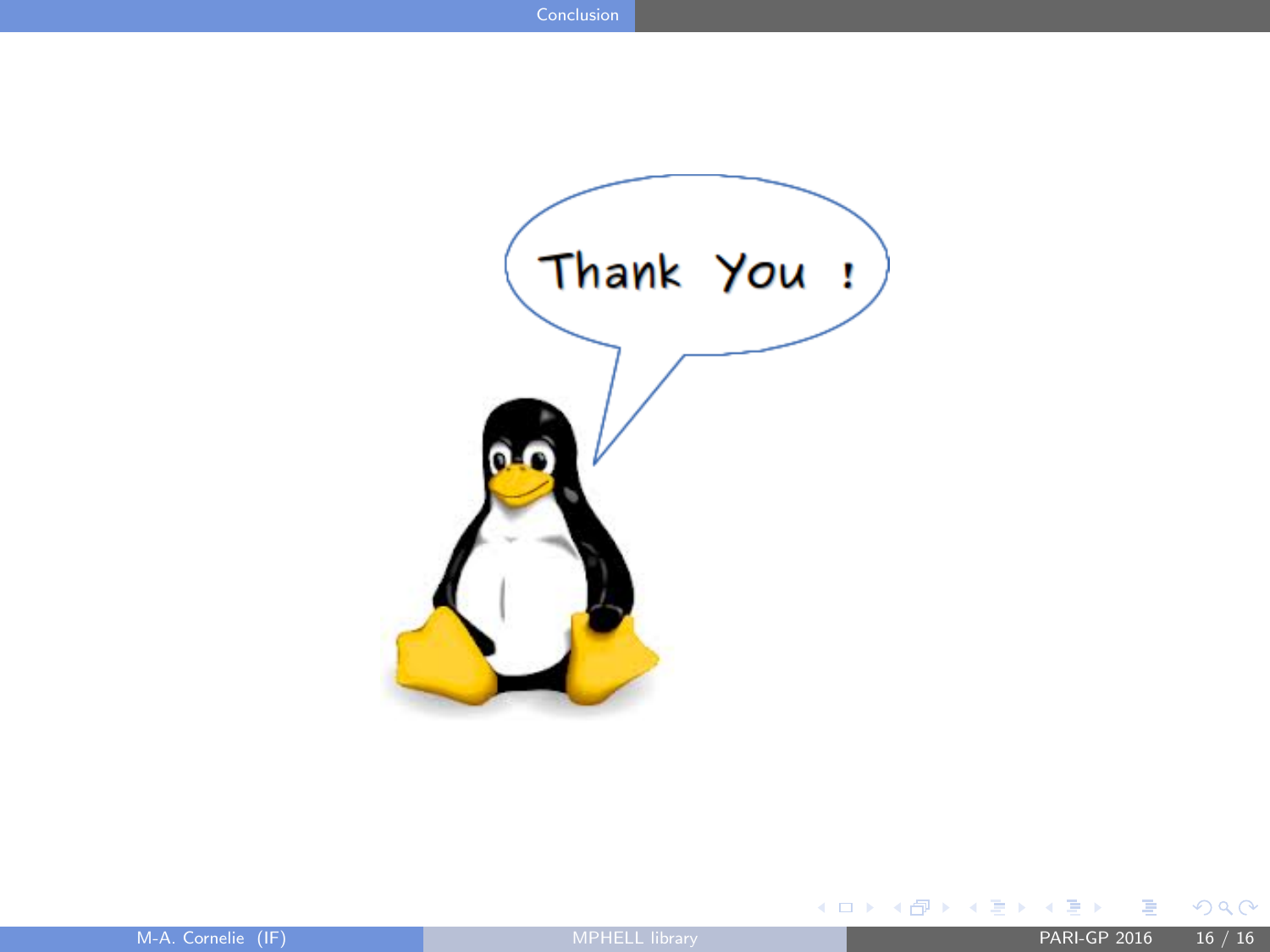Thank You !